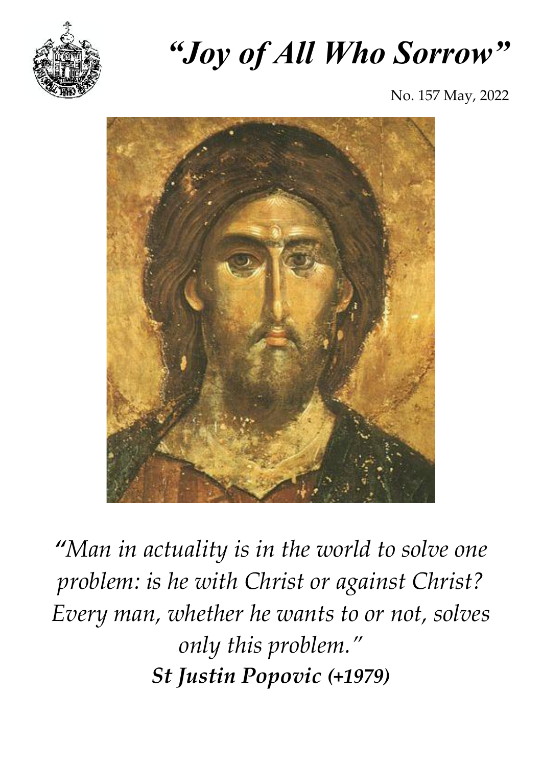# *"Joy of All Who Sorrow"*

No. 157 May, 2022

*"Man in actuality is in the world to solve one problem: is he with Christ or against Christ? Every man, whether he wants to or not, solves only this problem."*

***St Justin Popovic (+1979)***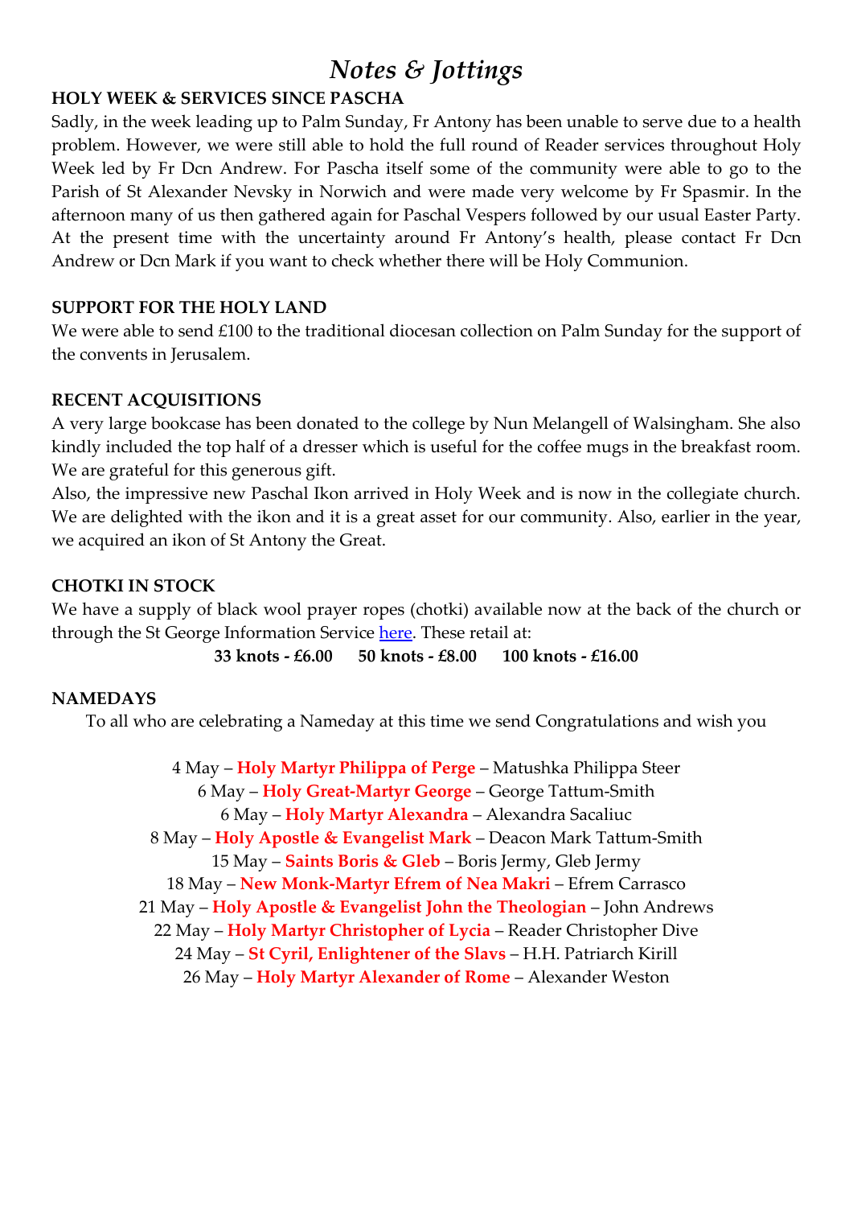# *Notes & Jottings*

**HOLY WEEK & SERVICES SINCE PASCHA**

Sadly, in the week leading up to Palm Sunday, Fr Antony has been unable to serve due to a health problem. However, we were still able to hold the full round of Reader services throughout Holy Week led by Fr Dcn Andrew. For Pascha itself some of the community were able to go to the Parish of St Alexander Nevsky in Norwich and were made very welcome by Fr Spasmir. In the afternoon many of us then gathered again for Paschal Vespers followed by our usual Easter Party. At the present time with the uncertainty around Fr Antony's health, please contact Fr Dcn Andrew or Dcn Mark if you want to check whether there will be Holy Communion.

**SUPPORT FOR THE HOLY LAND**

We were able to send £100 to the traditional diocesan collection on Palm Sunday for the support of the convents in Jerusalem.

**RECENT ACQUISITIONS**

A very large bookcase has been donated to the college by Nun Melangell of Walsingham. She also kindly included the top half of a dresser which is useful for the coffee mugs in the breakfast room. We are grateful for this generous gift.

Also, the impressive new Paschal Ikon arrived in Holy Week and is now in the collegiate church. We are delighted with the ikon and it is a great asset for our community. Also, earlier in the year, we acquired an ikon of St Antony the Great.

**CHOTKI IN STOCK**

We have a supply of black wool prayer ropes (chotki) available now at the back of the church or through the St George Information Service here. These retail at:

**33 knots - £6.00 50 knots - £8.00 100 knots - £16.00**

**NAMEDAYS**

To all who are celebrating a Nameday at this time we send Congratulations and wish you

4 May – **Holy Martyr Philippa of Perge** – Matushka Philippa Steer
6 May – **Holy Great-Martyr George** – George Tattum-Smith
6 May – **Holy Martyr Alexandra** – Alexandra Sacaliuc
8 May – **Holy Apostle & Evangelist Mark** – Deacon Mark Tattum-Smith
15 May – **Saints Boris & Gleb** – Boris Jermy, Gleb Jermy
18 May – **New Monk-Martyr Efrem of Nea Makri** – Efrem Carrasco
21 May – **Holy Apostle & Evangelist John the Theologian** – John Andrews
22 May – **Holy Martyr Christopher of Lycia** – Reader Christopher Dive
24 May – **St Cyril, Enlightener of the Slavs** – H.H. Patriarch Kirill
26 May – **Holy Martyr Alexander of Rome** – Alexander Weston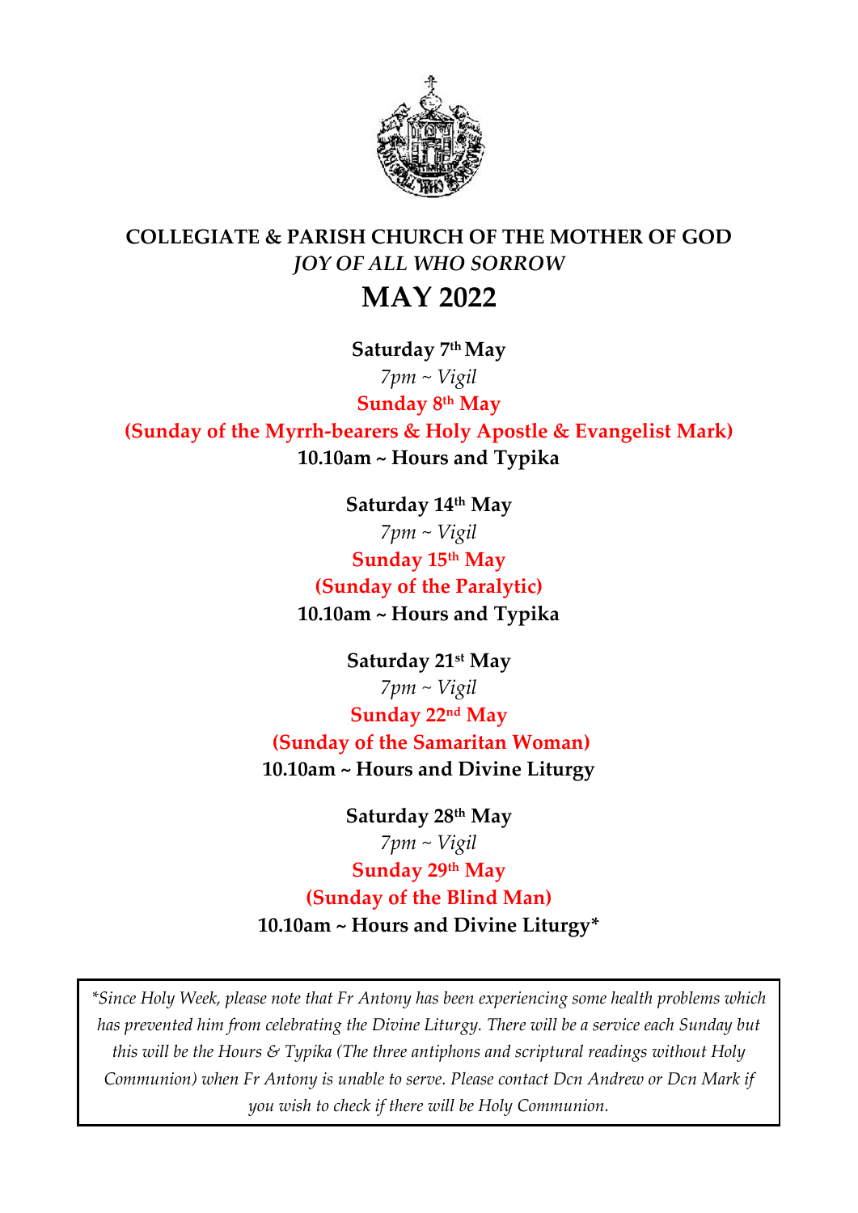## COLLEGIATE & PARISH CHURCH OF THE MOTHER OF GOD

*JOY OF ALL WHO SORROW*

# MAY 2022

**Saturday 7th May**

*7pm ~ Vigil*

**Sunday 8th May**

**(Sunday of the Myrrh-bearers & Holy Apostle & Evangelist Mark)**

**10.10am ~ Hours and Typika**

**Saturday 14th May**

*7pm ~ Vigil*

**Sunday 15th May**

**(Sunday of the Paralytic)**

**10.10am ~ Hours and Typika**

**Saturday 21st May**

*7pm ~ Vigil*

**Sunday 22nd May**

**(Sunday of the Samaritan Woman)**

**10.10am ~ Hours and Divine Liturgy**

**Saturday 28th May**

*7pm ~ Vigil*

**Sunday 29th May**

**(Sunday of the Blind Man)**

**10.10am ~ Hours and Divine Liturgy***

*\*Since Holy Week, please note that Fr Antony has been experiencing some health problems which has prevented him from celebrating the Divine Liturgy. There will be a service each Sunday but this will be the Hours & Typika (The three antiphons and scriptural readings without Holy Communion) when Fr Antony is unable to serve. Please contact Dcn Andrew or Dcn Mark if you wish to check if there will be Holy Communion.*